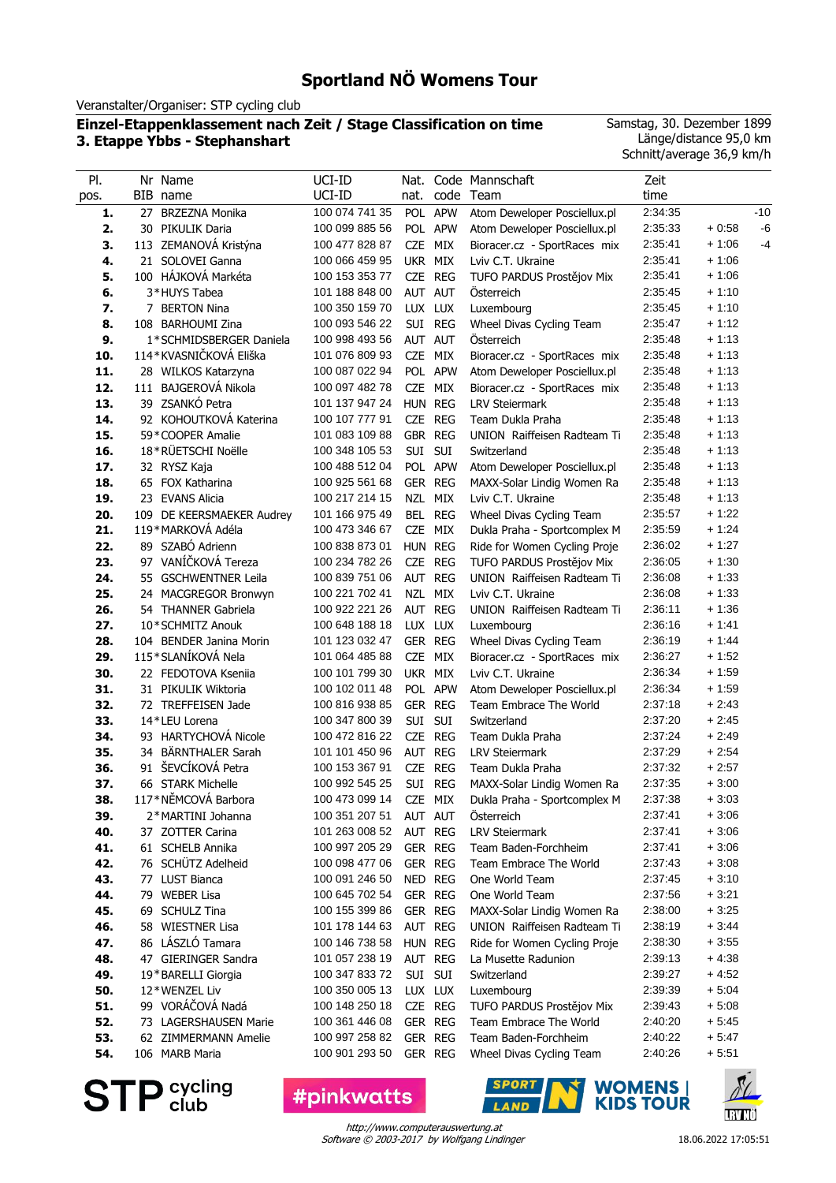# Sportland NÖ Womens Tour

Veranstalter/Organiser: STP cycling club

**Einzel-Etappenklassement nach Zeit / Stage Classification on time**
**3. Etappe Ybbs - Stephanshart**

Samstag, 30. Dezember 1899
Länge/distance 95,0 km
Schnitt/average 36,9 km/h

| Pl. pos. | Nr BIB | Name name | UCI-ID UCI-ID | Nat. nat. | Code code | Mannschaft Team | Zeit time | | |
|---|---|---|---|---|---|---|---|---|---|
| 1. | 27 | BRZEZNA Monika | 100 074 741 35 | POL | APW | Atom Deweloper Posciellux.pl | 2:34:35 | | -10 |
| 2. | 30 | PIKULIK Daria | 100 099 885 56 | POL | APW | Atom Deweloper Posciellux.pl | 2:35:33 | + 0:58 | -6 |
| 3. | 113 | ZEMANOVÁ Kristýna | 100 477 828 87 | CZE | MIX | Bioracer.cz - SportRaces mix | 2:35:41 | + 1:06 | -4 |
| 4. | 21 | SOLOVEI Ganna | 100 066 459 95 | UKR | MIX | Lviv C.T. Ukraine | 2:35:41 | + 1:06 | |
| 5. | 100 | HÁJKOVÁ Markéta | 100 153 353 77 | CZE | REG | TUFO PARDUS Prostějov Mix | 2:35:41 | + 1:06 | |
| 6. | 3* | HUYS Tabea | 101 188 848 00 | AUT | AUT | Österreich | 2:35:45 | + 1:10 | |
| 7. | 7 | BERTON Nina | 100 350 159 70 | LUX | LUX | Luxembourg | 2:35:45 | + 1:10 | |
| 8. | 108 | BARHOUMI Zina | 100 093 546 22 | SUI | REG | Wheel Divas Cycling Team | 2:35:47 | + 1:12 | |
| 9. | 1* | SCHMIDSBERGER Daniela | 100 998 493 56 | AUT | AUT | Österreich | 2:35:48 | + 1:13 | |
| 10. | 114* | KVASNIČKOVÁ Eliška | 101 076 809 93 | CZE | MIX | Bioracer.cz - SportRaces mix | 2:35:48 | + 1:13 | |
| 11. | 28 | WILKOS Katarzyna | 100 087 022 94 | POL | APW | Atom Deweloper Posciellux.pl | 2:35:48 | + 1:13 | |
| 12. | 111 | BAJGEROVÁ Nikola | 100 097 482 78 | CZE | MIX | Bioracer.cz - SportRaces mix | 2:35:48 | + 1:13 | |
| 13. | 39 | ZSANKÓ Petra | 101 137 947 24 | HUN | REG | LRV Steiermark | 2:35:48 | + 1:13 | |
| 14. | 92 | KOHOUTKOVÁ Katerina | 100 107 777 91 | CZE | REG | Team Dukla Praha | 2:35:48 | + 1:13 | |
| 15. | 59* | COOPER Amalie | 101 083 109 88 | GBR | REG | UNION Raiffeisen Radteam Ti | 2:35:48 | + 1:13 | |
| 16. | 18* | RÜETSCHI Noëlle | 100 348 105 53 | SUI | SUI | Switzerland | 2:35:48 | + 1:13 | |
| 17. | 32 | RYSZ Kaja | 100 488 512 04 | POL | APW | Atom Deweloper Posciellux.pl | 2:35:48 | + 1:13 | |
| 18. | 65 | FOX Katharina | 100 925 561 68 | GER | REG | MAXX-Solar Lindig Women Ra | 2:35:48 | + 1:13 | |
| 19. | 23 | EVANS Alicia | 100 217 214 15 | NZL | MIX | Lviv C.T. Ukraine | 2:35:48 | + 1:13 | |
| 20. | 109 | DE KEERSMAEKER Audrey | 101 166 975 49 | BEL | REG | Wheel Divas Cycling Team | 2:35:57 | + 1:22 | |
| 21. | 119* | MARKOVÁ Adéla | 100 473 346 67 | CZE | MIX | Dukla Praha - Sportcomplex M | 2:35:59 | + 1:24 | |
| 22. | 89 | SZABÓ Adrienn | 100 838 873 01 | HUN | REG | Ride for Women Cycling Proje | 2:36:02 | + 1:27 | |
| 23. | 97 | VANÍČKOVÁ Tereza | 100 234 782 26 | CZE | REG | TUFO PARDUS Prostějov Mix | 2:36:05 | + 1:30 | |
| 24. | 55 | GSCHWENTNER Leila | 100 839 751 06 | AUT | REG | UNION Raiffeisen Radteam Ti | 2:36:08 | + 1:33 | |
| 25. | 24 | MACGREGOR Bronwyn | 100 221 702 41 | NZL | MIX | Lviv C.T. Ukraine | 2:36:08 | + 1:33 | |
| 26. | 54 | THANNER Gabriela | 100 922 221 26 | AUT | REG | UNION Raiffeisen Radteam Ti | 2:36:11 | + 1:36 | |
| 27. | 10* | SCHMITZ Anouk | 100 648 188 18 | LUX | LUX | Luxembourg | 2:36:16 | + 1:41 | |
| 28. | 104 | BENDER Janina Morin | 101 123 032 47 | GER | REG | Wheel Divas Cycling Team | 2:36:19 | + 1:44 | |
| 29. | 115* | SLANÍKOVÁ Nela | 101 064 485 88 | CZE | MIX | Bioracer.cz - SportRaces mix | 2:36:27 | + 1:52 | |
| 30. | 22 | FEDOTOVA Kseniia | 100 101 799 30 | UKR | MIX | Lviv C.T. Ukraine | 2:36:34 | + 1:59 | |
| 31. | 31 | PIKULIK Wiktoria | 100 102 011 40 | POL | APW | Atom Deweloper Posciellux.pl | 2:36:34 | + 1:59 | |
| 32. | 72 | TREFFEISEN Jade | 100 816 938 85 | GER | REG | Team Embrace The World | 2:37:18 | + 2:43 | |
| 33. | 14* | LEU Lorena | 100 347 800 39 | SUI | SUI | Switzerland | 2:37:20 | + 2:45 | |
| 34. | 93 | HARTYCHOVÁ Nicole | 100 472 816 22 | CZE | REG | Team Dukla Praha | 2:37:24 | + 2:49 | |
| 35. | 34 | BÄRNTHALER Sarah | 101 101 450 96 | AUT | REG | LRV Steiermark | 2:37:29 | + 2:54 | |
| 36. | 91 | ŠEVCÍKOVÁ Petra | 100 153 367 91 | CZE | REG | Team Dukla Praha | 2:37:32 | + 2:57 | |
| 37. | 66 | STARK Michelle | 100 992 545 25 | SUI | REG | MAXX-Solar Lindig Women Ra | 2:37:35 | + 3:00 | |
| 38. | 117* | NĚMCOVÁ Barbora | 100 473 099 14 | CZE | MIX | Dukla Praha - Sportcomplex M | 2:37:38 | + 3:03 | |
| 39. | 2* | MARTINI Johanna | 100 351 207 51 | AUT | AUT | Österreich | 2:37:41 | + 3:06 | |
| 40. | 37 | ZOTTER Carina | 101 263 008 52 | AUT | REG | LRV Steiermark | 2:37:41 | + 3:06 | |
| 41. | 61 | SCHELB Annika | 100 997 205 29 | GER | REG | Team Baden-Forchheim | 2:37:41 | + 3:06 | |
| 42. | 76 | SCHÜTZ Adelheid | 100 098 477 06 | GER | REG | Team Embrace The World | 2:37:43 | + 3:08 | |
| 43. | 77 | LUST Bianca | 100 091 246 50 | NED | REG | One World Team | 2:37:45 | + 3:10 | |
| 44. | 79 | WEBER Lisa | 100 645 702 54 | GER | REG | One World Team | 2:37:56 | + 3:21 | |
| 45. | 69 | SCHULZ Tina | 100 155 399 86 | GER | REG | MAXX-Solar Lindig Women Ra | 2:38:00 | + 3:25 | |
| 46. | 58 | WIESTNER Lisa | 101 178 144 63 | AUT | REG | UNION Raiffeisen Radteam Ti | 2:38:19 | + 3:44 | |
| 47. | 86 | LÁSZLÓ Tamara | 100 146 738 58 | HUN | REG | Ride for Women Cycling Proje | 2:38:30 | + 3:55 | |
| 48. | 47 | GIERINGER Sandra | 101 057 238 19 | AUT | REG | La Musette Radunion | 2:39:13 | + 4:38 | |
| 49. | 19* | BARELLI Giorgia | 100 347 833 72 | SUI | SUI | Switzerland | 2:39:27 | + 4:52 | |
| 50. | 12* | WENZEL Liv | 100 350 005 13 | LUX | LUX | Luxembourg | 2:39:39 | + 5:04 | |
| 51. | 99 | VORÁČOVÁ Nadá | 100 148 250 18 | CZE | REG | TUFO PARDUS Prostějov Mix | 2:39:43 | + 5:08 | |
| 52. | 73 | LAGERSHAUSEN Marie | 100 361 446 08 | GER | REG | Team Embrace The World | 2:40:20 | + 5:45 | |
| 53. | 62 | ZIMMERMANN Amelie | 100 997 258 82 | GER | REG | Team Baden-Forchheim | 2:40:22 | + 5:47 | |
| 54. | 106 | MARB Maria | 100 901 293 50 | GER | REG | Wheel Divas Cycling Team | 2:40:26 | + 5:51 | |

http://www.computerauswertung.at
Software © 2003-2017 by Wolfgang Lindinger

18.06.2022 17:05:51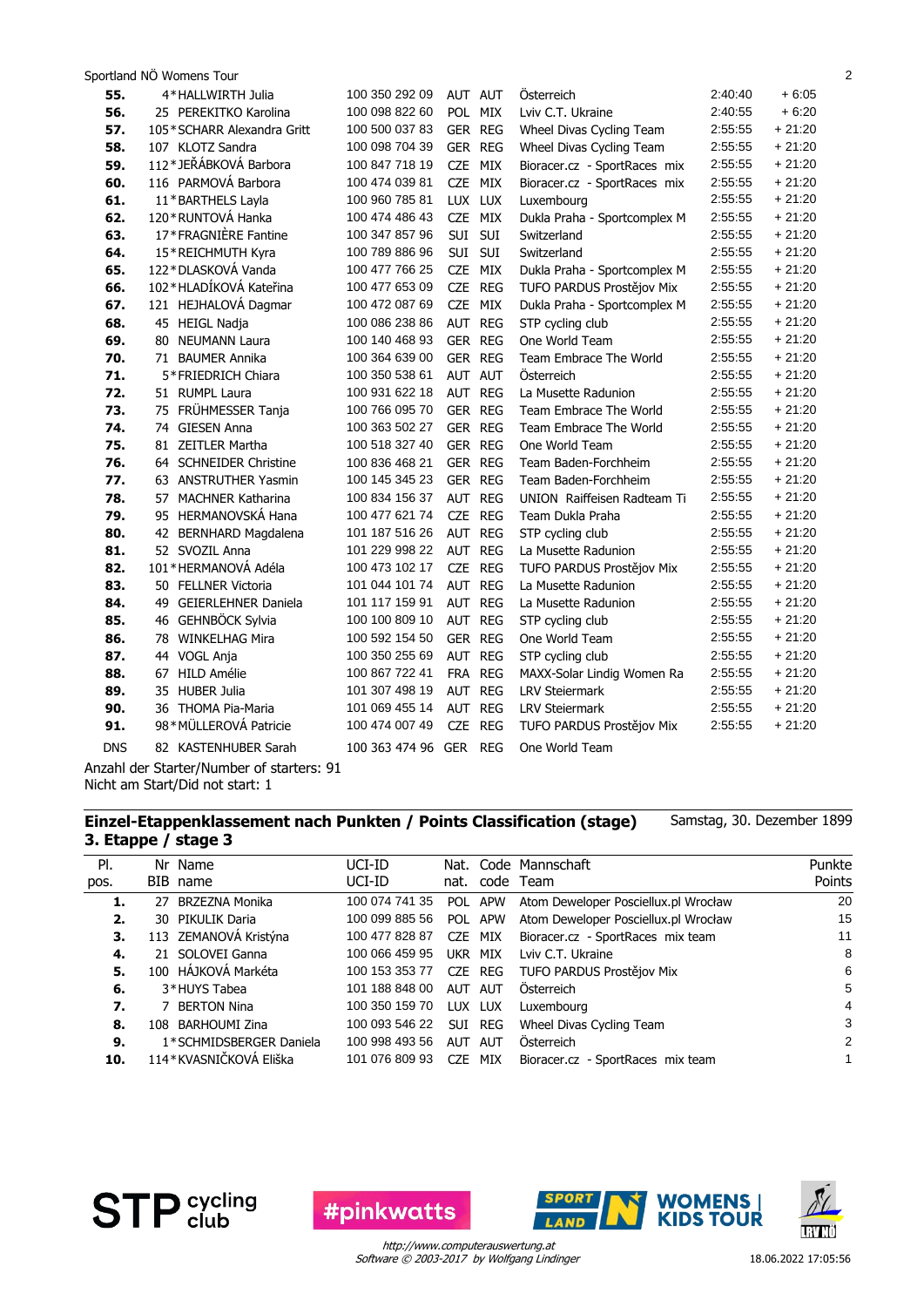Sportland NÖ Womens Tour

| Pl. | Nr | Name | UCI-ID | Nat. | Code | Mannschaft | Zeit | Rückstand |
|---|---|---|---|---|---|---|---|---|
| **55.** | 4* | HALLWIRTH Julia | 100 350 292 09 | AUT | AUT | Österreich | 2:40:40 | + 6:05 |
| **56.** | 25 | PEREKITKO Karolina | 100 098 822 60 | POL | MIX | Lviv C.T. Ukraine | 2:40:55 | + 6:20 |
| **57.** | 105* | SCHARR Alexandra Gritt | 100 500 037 83 | GER | REG | Wheel Divas Cycling Team | 2:55:55 | + 21:20 |
| **58.** | 107 | KLOTZ Sandra | 100 098 704 39 | GER | REG | Wheel Divas Cycling Team | 2:55:55 | + 21:20 |
| **59.** | 112* | JEŘÁBKOVÁ Barbora | 100 847 718 19 | CZE | MIX | Bioracer.cz - SportRaces mix | 2:55:55 | + 21:20 |
| **60.** | 116 | PARMOVÁ Barbora | 100 474 039 81 | CZE | MIX | Bioracer.cz - SportRaces mix | 2:55:55 | + 21:20 |
| **61.** | 11* | BARTHELS Layla | 100 960 785 81 | LUX | LUX | Luxembourg | 2:55:55 | + 21:20 |
| **62.** | 120* | RUNTOVÁ Hanka | 100 474 486 43 | CZE | MIX | Dukla Praha - Sportcomplex M | 2:55:55 | + 21:20 |
| **63.** | 17* | FRAGNIÈRE Fantine | 100 347 857 96 | SUI | SUI | Switzerland | 2:55:55 | + 21:20 |
| **64.** | 15* | REICHMUTH Kyra | 100 789 886 96 | SUI | SUI | Switzerland | 2:55:55 | + 21:20 |
| **65.** | 122* | DLASKOVÁ Vanda | 100 477 766 25 | CZE | MIX | Dukla Praha - Sportcomplex M | 2:55:55 | + 21:20 |
| **66.** | 102* | HLADÍKOVÁ Kateřina | 100 477 653 09 | CZE | REG | TUFO PARDUS Prostějov Mix | 2:55:55 | + 21:20 |
| **67.** | 121 | HEJHALOVÁ Dagmar | 100 472 087 69 | CZE | MIX | Dukla Praha - Sportcomplex M | 2:55:55 | + 21:20 |
| **68.** | 45 | HEIGL Nadja | 100 086 238 86 | AUT | REG | STP cycling club | 2:55:55 | + 21:20 |
| **69.** | 80 | NEUMANN Laura | 100 140 468 93 | GER | REG | One World Team | 2:55:55 | + 21:20 |
| **70.** | 71 | BAUMER Annika | 100 364 639 00 | GER | REG | Team Embrace The World | 2:55:55 | + 21:20 |
| **71.** | 5* | FRIEDRICH Chiara | 100 350 538 61 | AUT | AUT | Österreich | 2:55:55 | + 21:20 |
| **72.** | 51 | RUMPL Laura | 100 931 622 18 | AUT | REG | La Musette Radunion | 2:55:55 | + 21:20 |
| **73.** | 75 | FRÜHMESSER Tanja | 100 766 095 70 | GER | REG | Team Embrace The World | 2:55:55 | + 21:20 |
| **74.** | 74 | GIESEN Anna | 100 363 502 27 | GER | REG | Team Embrace The World | 2:55:55 | + 21:20 |
| **75.** | 81 | ZEITLER Martha | 100 518 027 40 | GER | REG | One World Team | 2:55:55 | + 21:20 |
| **76.** | 64 | SCHNEIDER Christine | 100 836 468 21 | GER | REG | Team Baden-Forchheim | 2:55:55 | + 21:20 |
| **77.** | 63 | ANSTRUTHER Yasmin | 100 145 345 23 | GER | REG | Team Baden-Forchheim | 2:55:55 | + 21:20 |
| **78.** | 57 | MACHNER Katharina | 100 834 156 37 | AUT | REG | UNION Raiffeisen Radteam Ti | 2:55:55 | + 21:20 |
| **79.** | 95 | HERMANOVSKÁ Hana | 100 477 621 74 | CZE | REG | Team Dukla Praha | 2:55:55 | + 21:20 |
| **80.** | 42 | BERNHARD Magdalena | 101 187 516 26 | AUT | REG | STP cycling club | 2:55:55 | + 21:20 |
| **81.** | 52 | SVOZIL Anna | 101 229 998 22 | AUT | REG | La Musette Radunion | 2:55:55 | + 21:20 |
| **82.** | 101* | HERMANOVÁ Adéla | 100 473 102 17 | CZE | REG | TUFO PARDUS Prostějov Mix | 2:55:55 | + 21:20 |
| **83.** | 50 | FELLNER Victoria | 101 044 101 74 | AUT | REG | La Musette Radunion | 2:55:55 | + 21:20 |
| **84.** | 49 | GEIERLEHNER Daniela | 101 117 159 91 | AUT | REG | La Musette Radunion | 2:55:55 | + 21:20 |
| **85.** | 46 | GEHNBÖCK Sylvia | 100 100 809 10 | AUT | REG | STP cycling club | 2:55:55 | + 21:20 |
| **86.** | 78 | WINKELHAG Mira | 100 592 154 50 | GER | REG | One World Team | 2:55:55 | + 21:20 |
| **87.** | 44 | VOGL Anja | 100 350 255 69 | AUT | REG | STP cycling club | 2:55:55 | + 21:20 |
| **88.** | 67 | HILD Amélie | 100 867 722 41 | FRA | REG | MAXX-Solar Lindig Women Ra | 2:55:55 | + 21:20 |
| **89.** | 35 | HUBER Julia | 101 307 498 19 | AUT | REG | LRV Steiermark | 2:55:55 | + 21:20 |
| **90.** | 36 | THOMA Pia-Maria | 101 069 455 14 | AUT | REG | LRV Steiermark | 2:55:55 | + 21:20 |
| **91.** | 98* | MÜLLEROVÁ Patricie | 100 474 007 49 | CZE | REG | TUFO PARDUS Prostějov Mix | 2:55:55 | + 21:20 |
| DNS | 82 | KASTENHUBER Sarah | 100 363 474 96 | GER | REG | One World Team | | |

Anzahl der Starter/Number of starters: 91
Nicht am Start/Did not start: 1

## Einzel-Etappenklassement nach Punkten / Points Classification (stage)

Samstag, 30. Dezember 1899

### 3. Etappe / stage 3

| Pl. pos. | Nr BIB | Name name | UCI-ID UCI-ID | Nat. nat. | Code code | Mannschaft Team | Punkte Points |
|---|---|---|---|---|---|---|---|
| **1.** | 27 | BRZEZNA Monika | 100 074 741 35 | POL | APW | Atom Deweloper Posciellux.pl Wrocław | 20 |
| **2.** | 30 | PIKULIK Daria | 100 099 885 56 | POL | APW | Atom Deweloper Posciellux.pl Wrocław | 15 |
| **3.** | 113 | ZEMANOVÁ Kristýna | 100 477 828 87 | CZE | MIX | Bioracer.cz - SportRaces mix team | 11 |
| **4.** | 21 | SOLOVEI Ganna | 100 066 459 95 | UKR | MIX | Lviv C.T. Ukraine | 8 |
| **5.** | 100 | HÁJKOVÁ Markéta | 100 153 353 77 | CZE | REG | TUFO PARDUS Prostějov Mix | 6 |
| **6.** | 3* | HUYS Tabea | 101 188 848 00 | AUT | AUT | Österreich | 5 |
| **7.** | 7 | BERTON Nina | 100 350 159 70 | LUX | LUX | Luxembourg | 4 |
| **8.** | 108 | BARHOUMI Zina | 100 093 546 22 | SUI | REG | Wheel Divas Cycling Team | 3 |
| **9.** | 1* | SCHMIDSBERGER Daniela | 100 998 493 56 | AUT | AUT | Österreich | 2 |
| **10.** | 114* | KVASNIČKOVÁ Eliška | 101 076 809 93 | CZE | MIX | Bioracer.cz - SportRaces mix team | 1 |

STP cycling club | #pinkwatts | SPORT LAND N | WOMENS KIDS TOUR | LRV NÖ

*http://www.computerauswertung.at*
*Software © 2003-2017 by Wolfgang Lindinger*

18.06.2022 17:05:56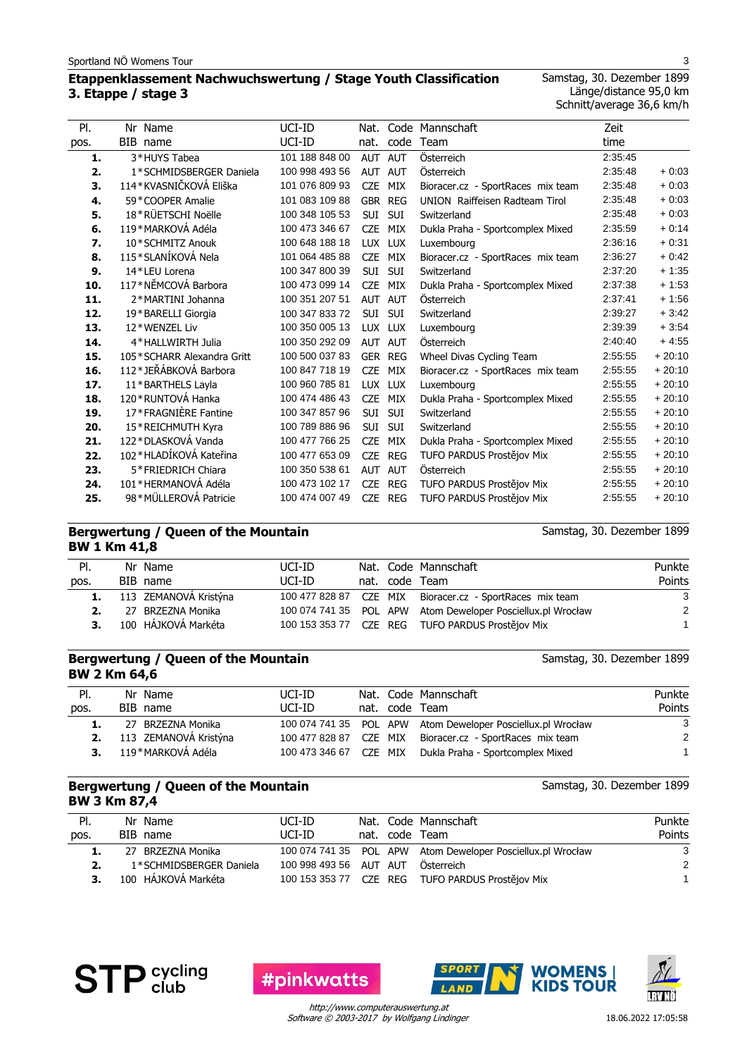## Etappenklassement Nachwuchswertung / Stage Youth Classification
## 3. Etappe / stage 3

Samstag, 30. Dezember 1899
Länge/distance 95,0 km
Schnitt/average 36,6 km/h

| Pl. pos. | Nr BIB | Name name | UCI-ID UCI-ID | Nat. nat. | Code code | Mannschaft Team | Zeit time | |
|---|---|---|---|---|---|---|---|---|
| 1. | 3 | *HUYS Tabea | 101 188 848 00 | AUT | AUT | Österreich | 2:35:45 | |
| 2. | 1 | *SCHMIDSBERGER Daniela | 100 998 493 56 | AUT | AUT | Österreich | 2:35:48 | + 0:03 |
| 3. | 114 | *KVASNIČKOVÁ Eliška | 101 076 809 93 | CZE | MIX | Bioracer.cz - SportRaces mix team | 2:35:48 | + 0:03 |
| 4. | 59 | *COOPER Amalie | 101 083 109 88 | GBR | REG | UNION Raiffeisen Radteam Tirol | 2:35:48 | + 0:03 |
| 5. | 18 | *RÜETSCHI Noëlle | 100 348 105 53 | SUI | SUI | Switzerland | 2:35:48 | + 0:03 |
| 6. | 119 | *MARKOVÁ Adéla | 100 473 346 67 | CZE | MIX | Dukla Praha - Sportcomplex Mixed | 2:35:59 | + 0:14 |
| 7. | 10 | *SCHMITZ Anouk | 100 648 188 18 | LUX | LUX | Luxembourg | 2:36:16 | + 0:31 |
| 8. | 115 | *SLANÍKOVÁ Nela | 101 064 485 88 | CZE | MIX | Bioracer.cz - SportRaces mix team | 2:36:27 | + 0:42 |
| 9. | 14 | *LEU Lorena | 100 347 800 39 | SUI | SUI | Switzerland | 2:37:20 | + 1:35 |
| 10. | 117 | *NĚMCOVÁ Barbora | 100 473 099 14 | CZE | MIX | Dukla Praha - Sportcomplex Mixed | 2:37:38 | + 1:53 |
| 11. | 2 | *MARTINI Johanna | 100 351 207 51 | AUT | AUT | Österreich | 2:37:41 | + 1:56 |
| 12. | 19 | *BARELLI Giorgia | 100 347 833 72 | SUI | SUI | Switzerland | 2:39:27 | + 3:42 |
| 13. | 12 | *WENZEL Liv | 100 350 005 13 | LUX | LUX | Luxembourg | 2:39:39 | + 3:54 |
| 14. | 4 | *HALLWIRTH Julia | 100 350 292 09 | AUT | AUT | Österreich | 2:40:40 | + 4:55 |
| 15. | 105 | *SCHARR Alexandra Gritt | 100 500 037 83 | GER | REG | Wheel Divas Cycling Team | 2:55:55 | + 20:10 |
| 16. | 112 | *JEŘÁBKOVÁ Barbora | 100 847 718 19 | CZE | MIX | Bioracer.cz - SportRaces mix team | 2:55:55 | + 20:10 |
| 17. | 11 | *BARTHELS Layla | 100 960 785 81 | LUX | LUX | Luxembourg | 2:55:55 | + 20:10 |
| 18. | 120 | *RUNTOVÁ Hanka | 100 474 486 43 | CZE | MIX | Dukla Praha - Sportcomplex Mixed | 2:55:55 | + 20:10 |
| 19. | 17 | *FRAGNIÈRE Fantine | 100 347 857 96 | SUI | SUI | Switzerland | 2:55:55 | + 20:10 |
| 20. | 15 | *REICHMUTH Kyra | 100 789 886 96 | SUI | SUI | Switzerland | 2:55:55 | + 20:10 |
| 21. | 122 | *DLASKOVÁ Vanda | 100 477 766 25 | CZE | MIX | Dukla Praha - Sportcomplex Mixed | 2:55:55 | + 20:10 |
| 22. | 102 | *HLADÍKOVÁ Kateřina | 100 477 653 09 | CZE | REG | TUFO PARDUS Prostějov Mix | 2:55:55 | + 20:10 |
| 23. | 5 | *FRIEDRICH Chiara | 100 350 538 61 | AUT | AUT | Österreich | 2:55:55 | + 20:10 |
| 24. | 101 | *HERMANOVÁ Adéla | 100 473 102 17 | CZE | REG | TUFO PARDUS Prostějov Mix | 2:55:55 | + 20:10 |
| 25. | 98 | *MÜLLEROVÁ Patricie | 100 474 007 49 | CZE | REG | TUFO PARDUS Prostějov Mix | 2:55:55 | + 20:10 |

## Bergwertung / Queen of the Mountain
## BW 1 Km 41,8

Samstag, 30. Dezember 1899

| Pl. pos. | Nr BIB | Name name | UCI-ID UCI-ID | Nat. nat. | Code code | Mannschaft Team | Punkte Points |
|---|---|---|---|---|---|---|---|
| 1. | 113 | ZEMANOVÁ Kristýna | 100 477 828 87 | CZE | MIX | Bioracer.cz - SportRaces mix team | 3 |
| 2. | 27 | BRZEZNA Monika | 100 074 741 35 | POL | APW | Atom Deweloper Posciellux.pl Wrocław | 2 |
| 3. | 100 | HÁJKOVÁ Markéta | 100 153 353 77 | CZE | REG | TUFO PARDUS Prostějov Mix | 1 |

## Bergwertung / Queen of the Mountain
## BW 2 Km 64,6

Samstag, 30. Dezember 1899

| Pl. pos. | Nr BIB | Name name | UCI-ID UCI-ID | Nat. nat. | Code code | Mannschaft Team | Punkte Points |
|---|---|---|---|---|---|---|---|
| 1. | 27 | BRZEZNA Monika | 100 074 741 35 | POL | APW | Atom Deweloper Posciellux.pl Wrocław | 3 |
| 2. | 113 | ZEMANOVÁ Kristýna | 100 477 828 87 | CZE | MIX | Bioracer.cz - SportRaces mix team | 2 |
| 3. | 119 | *MARKOVÁ Adéla | 100 473 346 67 | CZE | MIX | Dukla Praha - Sportcomplex Mixed | 1 |

## Bergwertung / Queen of the Mountain
## BW 3 Km 87,4

Samstag, 30. Dezember 1899

| Pl. pos. | Nr BIB | Name name | UCI-ID UCI-ID | Nat. nat. | Code code | Mannschaft Team | Punkte Points |
|---|---|---|---|---|---|---|---|
| 1. | 27 | BRZEZNA Monika | 100 074 741 35 | POL | APW | Atom Deweloper Posciellux.pl Wrocław | 3 |
| 2. | 1 | *SCHMIDSBERGER Daniela | 100 998 493 56 | AUT | AUT | Österreich | 2 |
| 3. | 100 | HÁJKOVÁ Markéta | 100 153 353 77 | CZE | REG | TUFO PARDUS Prostějov Mix | 1 |

*http://www.computerauswertung.at*
*Software © 2003-2017 by Wolfgang Lindinger*

18.06.2022 17:05:58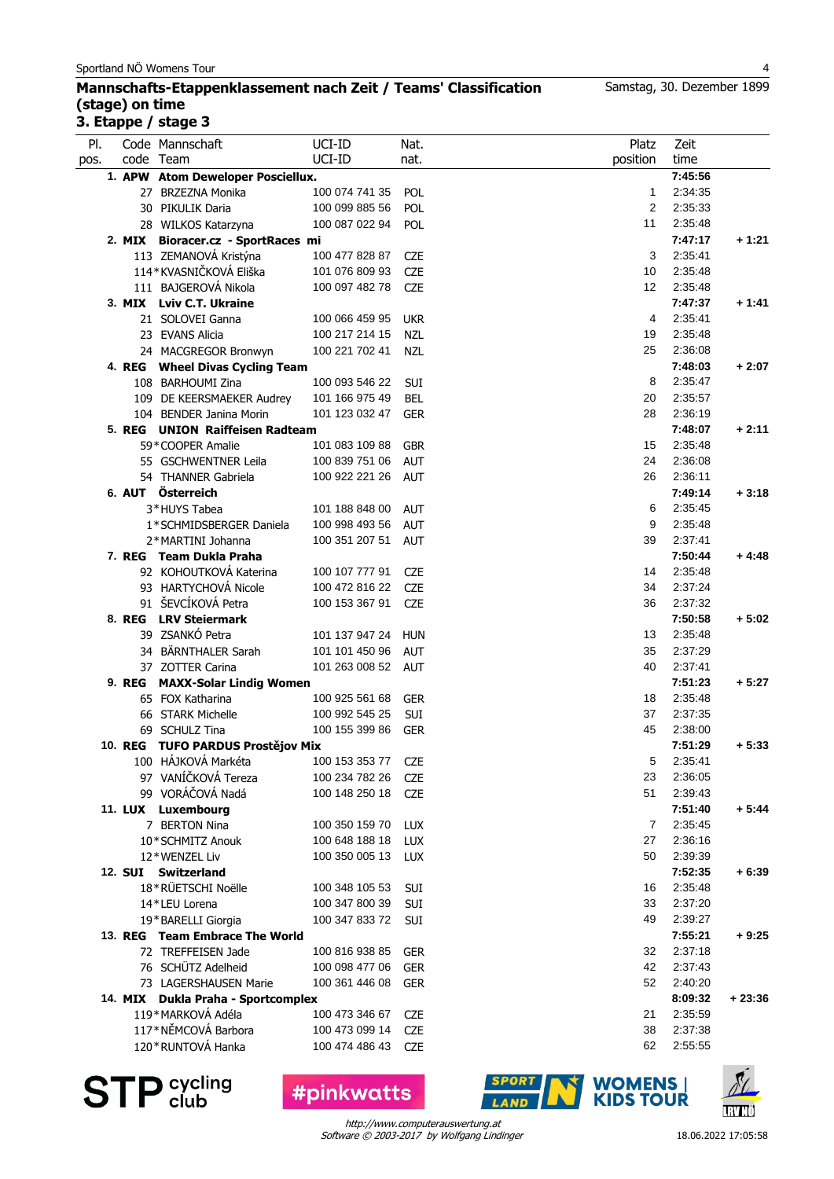Sportland NÖ Womens Tour

## Mannschafts-Etappenklassement nach Zeit / Teams' Classification (stage) on time

Samstag, 30. Dezember 1899

### 3. Etappe / stage 3

| Pl. pos. | Code code | Mannschaft Team | UCI-ID UCI-ID | Nat. nat. | Platz position | Zeit time | |
|---|---|---|---|---|---|---|---|
| **1.** | **APW** | **Atom Deweloper Posciellux.** | | | | **7:45:56** | |
| | 27 | BRZEZNA Monika | 100 074 741 35 | POL | 1 | 2:34:35 | |
| | 30 | PIKULIK Daria | 100 099 885 56 | POL | 2 | 2:35:33 | |
| | 28 | WILKOS Katarzyna | 100 087 022 94 | POL | 11 | 2:35:48 | |
| **2.** | **MIX** | **Bioracer.cz - SportRaces mi** | | | | **7:47:17** | **+ 1:21** |
| | 113 | ZEMANOVÁ Kristýna | 100 477 828 87 | CZE | 3 | 2:35:41 | |
| | 114* | KVASNIČKOVÁ Eliška | 101 076 809 93 | CZE | 10 | 2:35:48 | |
| | 111 | BAJGEROVÁ Nikola | 100 097 482 78 | CZE | 12 | 2:35:48 | |
| **3.** | **MIX** | **Lviv C.T. Ukraine** | | | | **7:47:37** | **+ 1:41** |
| | 21 | SOLOVEI Ganna | 100 066 459 95 | UKR | 4 | 2:35:41 | |
| | 23 | EVANS Alicia | 100 217 214 15 | NZL | 19 | 2:35:48 | |
| | 24 | MACGREGOR Bronwyn | 100 221 702 41 | NZL | 25 | 2:36:08 | |
| **4.** | **REG** | **Wheel Divas Cycling Team** | | | | **7:48:03** | **+ 2:07** |
| | 108 | BARHOUMI Zina | 100 093 546 22 | SUI | 8 | 2:35:47 | |
| | 109 | DE KEERSMAEKER Audrey | 101 166 975 49 | BEL | 20 | 2:35:57 | |
| | 104 | BENDER Janina Morin | 101 123 032 47 | GER | 28 | 2:36:19 | |
| **5.** | **REG** | **UNION Raiffeisen Radteam** | | | | **7:48:07** | **+ 2:11** |
| | 59* | COOPER Amalie | 101 083 109 88 | GBR | 15 | 2:35:48 | |
| | 55 | GSCHWENTNER Leila | 100 839 751 06 | AUT | 24 | 2:36:08 | |
| | 54 | THANNER Gabriela | 100 922 221 26 | AUT | 26 | 2:36:11 | |
| **6.** | **AUT** | **Österreich** | | | | **7:49:14** | **+ 3:18** |
| | 3* | HUYS Tabea | 101 188 848 00 | AUT | 6 | 2:35:45 | |
| | 1* | SCHMIDSBERGER Daniela | 100 998 493 56 | AUT | 9 | 2:35:48 | |
| | 2* | MARTINI Johanna | 100 351 207 51 | AUT | 39 | 2:37:41 | |
| **7.** | **REG** | **Team Dukla Praha** | | | | **7:50:44** | **+ 4:48** |
| | 92 | KOHOUTKOVÁ Katerina | 100 107 777 91 | CZE | 14 | 2:35:48 | |
| | 93 | HARTYCHOVÁ Nicole | 100 472 816 22 | CZE | 34 | 2:37:24 | |
| | 91 | ŠEVCÍKOVÁ Petra | 100 153 367 91 | CZE | 36 | 2:37:32 | |
| **8.** | **REG** | **LRV Steiermark** | | | | **7:50:58** | **+ 5:02** |
| | 39 | ZSANKÓ Petra | 101 137 947 24 | HUN | 13 | 2:35:48 | |
| | 34 | BÄRNTHALER Sarah | 101 101 450 96 | AUT | 35 | 2:37:29 | |
| | 37 | ZOTTER Carina | 101 263 008 52 | AUT | 40 | 2:37:41 | |
| **9.** | **REG** | **MAXX-Solar Lindig Women** | | | | **7:51:23** | **+ 5:27** |
| | 65 | FOX Katharina | 100 925 561 68 | GER | 18 | 2:35:48 | |
| | 66 | STARK Michelle | 100 992 545 25 | SUI | 37 | 2:37:35 | |
| | 69 | SCHULZ Tina | 100 155 399 86 | GER | 45 | 2:38:00 | |
| **10.** | **REG** | **TUFO PARDUS Prostějov Mix** | | | | **7:51:29** | **+ 5:33** |
| | 100 | HÁJKOVÁ Markéta | 100 153 353 77 | CZE | 5 | 2:35:41 | |
| | 97 | VANÍČKOVÁ Tereza | 100 234 782 26 | CZE | 23 | 2:36:05 | |
| | 99 | VORÁČOVÁ Nadá | 100 148 250 18 | CZE | 51 | 2:39:43 | |
| **11.** | **LUX** | **Luxembourg** | | | | **7:51:40** | **+ 5:44** |
| | 7 | BERTON Nina | 100 350 159 70 | LUX | 7 | 2:35:45 | |
| | 10* | SCHMITZ Anouk | 100 648 188 18 | LUX | 27 | 2:36:16 | |
| | 12* | WENZEL Liv | 100 350 005 13 | LUX | 50 | 2:39:39 | |
| **12.** | **SUI** | **Switzerland** | | | | **7:52:35** | **+ 6:39** |
| | 18* | RÜETSCHI Noëlle | 100 348 105 53 | SUI | 16 | 2:35:48 | |
| | 14* | LEU Lorena | 100 347 800 39 | SUI | 33 | 2:37:20 | |
| | 19* | BARELLI Giorgia | 100 347 833 72 | SUI | 49 | 2:39:27 | |
| **13.** | **REG** | **Team Embrace The World** | | | | **7:55:21** | **+ 9:25** |
| | 72 | TREFFEISEN Jade | 100 816 938 85 | GER | 32 | 2:37:18 | |
| | 76 | SCHÜTZ Adelheid | 100 098 477 06 | GER | 42 | 2:37:43 | |
| | 73 | LAGERSHAUSEN Marie | 100 361 446 08 | GER | 52 | 2:40:20 | |
| **14.** | **MIX** | **Dukla Praha - Sportcomplex** | | | | **8:09:32** | **+ 23:36** |
| | 119* | MARKOVÁ Adéla | 100 473 346 67 | CZE | 21 | 2:35:59 | |
| | 117* | NĚMCOVÁ Barbora | 100 473 099 14 | CZE | 38 | 2:37:38 | |
| | 120* | RUNTOVÁ Hanka | 100 474 486 43 | CZE | 62 | 2:55:55 | |

STP cycling club | #pinkwatts | SPORT LAND N | WOMENS | KIDS TOUR | LRV NÖ

http://www.computerauswertung.at
Software © 2003-2017 by Wolfgang Lindinger

18.06.2022 17:05:58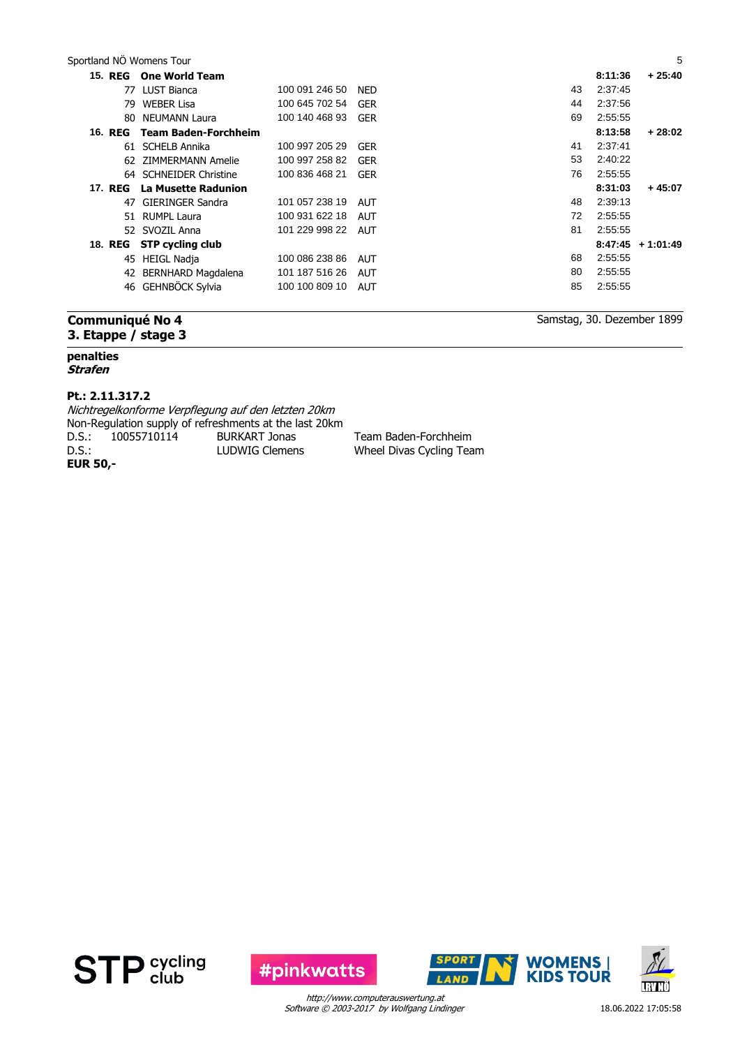| Rank | Team / Rider | UCI ID | Nat | Pos | Time | Gap |
|---|---|---|---|---|---|---|
| **15. REG** | **One World Team** | | | | **8:11:36** | **+ 25:40** |
| | 77 LUST Bianca | 100 091 246 50 | NED | 43 | 2:37:45 | |
| | 79 WEBER Lisa | 100 645 702 54 | GER | 44 | 2:37:56 | |
| | 80 NEUMANN Laura | 100 140 468 93 | GER | 69 | 2:55:55 | |
| **16. REG** | **Team Baden-Forchheim** | | | | **8:13:58** | **+ 28:02** |
| | 61 SCHELB Annika | 100 997 205 29 | GER | 41 | 2:37:41 | |
| | 62 ZIMMERMANN Amelie | 100 997 258 82 | GER | 53 | 2:40:22 | |
| | 64 SCHNEIDER Christine | 100 836 468 21 | GER | 76 | 2:55:55 | |
| **17. REG** | **La Musette Radunion** | | | | **8:31:03** | **+ 45:07** |
| | 47 GIERINGER Sandra | 101 057 238 19 | AUT | 48 | 2:39:13 | |
| | 51 RUMPL Laura | 100 931 622 18 | AUT | 72 | 2:55:55 | |
| | 52 SVOZIL Anna | 101 229 998 22 | AUT | 81 | 2:55:55 | |
| **18. REG** | **STP cycling club** | | | | **8:47:45** | **+ 1:01:49** |
| | 45 HEIGL Nadja | 100 086 238 86 | AUT | 68 | 2:55:55 | |
| | 42 BERNHARD Magdalena | 101 187 516 26 | AUT | 80 | 2:55:55 | |
| | 46 GEHNBÖCK Sylvia | 100 100 809 10 | AUT | 85 | 2:55:55 | |

## Communiqué No 4
## 3. Etappe / stage 3

Samstag, 30. Dezember 1899

**penalties**
***Strafen***

**Pt.: 2.11.317.2**

*Nichtregelkonforme Verpflegung auf den letzten 20km*
Non-Regulation supply of refreshments at the last 20km

| | | | |
|---|---|---|---|
| D.S.: | 10055710114 | BURKART Jonas | Team Baden-Forchheim |
| D.S.: | | LUDWIG Clemens | Wheel Divas Cycling Team |

**EUR 50,-**

*http://www.computerauswertung.at*
*Software © 2003-2017 by Wolfgang Lindinger*

18.06.2022 17:05:58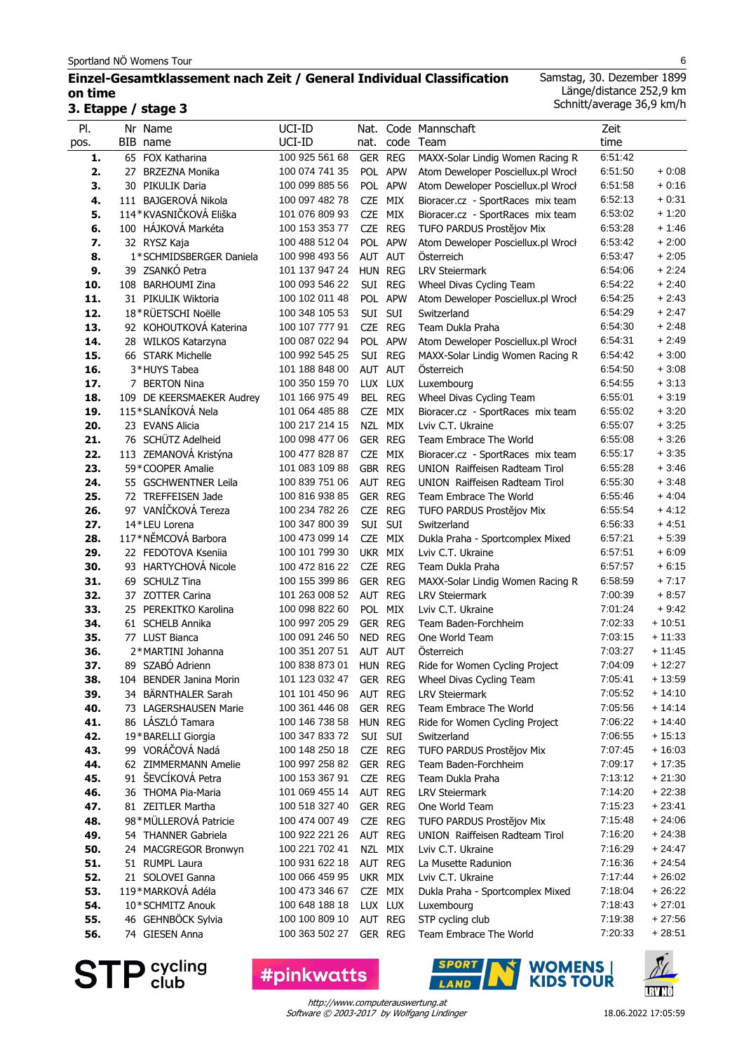Sportland NÖ Womens Tour

## Einzel-Gesamtklassement nach Zeit / General Individual Classification on time

### 3. Etappe / stage 3

Samstag, 30. Dezember 1899
Länge/distance 252,9 km
Schnitt/average 36,9 km/h

| Pl. pos. | Nr BIB | Name name | UCI-ID UCI-ID | Nat. nat. | Code code | Mannschaft Team | Zeit time | |
|---|---|---|---|---|---|---|---|---|
| 1. | 65 | FOX Katharina | 100 925 561 68 | GER | REG | MAXX-Solar Lindig Women Racing R | 6:51:42 | |
| 2. | 27 | BRZEZNA Monika | 100 074 741 35 | POL | APW | Atom Deweloper Posciellux.pl Wrocł | 6:51:50 | + 0:08 |
| 3. | 30 | PIKULIK Daria | 100 099 885 56 | POL | APW | Atom Deweloper Posciellux.pl Wrocł | 6:51:58 | + 0:16 |
| 4. | 111 | BAJGEROVÁ Nikola | 100 097 482 78 | CZE | MIX | Bioracer.cz - SportRaces mix team | 6:52:13 | + 0:31 |
| 5. | 114* | KVASNIČKOVÁ Eliška | 101 076 809 93 | CZE | MIX | Bioracer.cz - SportRaces mix team | 6:53:02 | + 1:20 |
| 6. | 100 | HÁJKOVÁ Markéta | 100 153 353 77 | CZE | REG | TUFO PARDUS Prostějov Mix | 6:53:28 | + 1:46 |
| 7. | 32 | RYSZ Kaja | 100 488 512 04 | POL | APW | Atom Deweloper Posciellux.pl Wrocł | 6:53:42 | + 2:00 |
| 8. | 1* | SCHMIDSBERGER Daniela | 100 998 493 56 | AUT | AUT | Österreich | 6:53:47 | + 2:05 |
| 9. | 39 | ZSANKÓ Petra | 101 137 947 24 | HUN | REG | LRV Steiermark | 6:54:06 | + 2:24 |
| 10. | 108 | BARHOUMI Zina | 100 093 546 22 | SUI | REG | Wheel Divas Cycling Team | 6:54:22 | + 2:40 |
| 11. | 31 | PIKULIK Wiktoria | 100 102 011 48 | POL | APW | Atom Deweloper Posciellux.pl Wrocł | 6:54:25 | + 2:43 |
| 12. | 18* | RÜETSCHI Noëlle | 100 348 105 53 | SUI | SUI | Switzerland | 6:54:29 | + 2:47 |
| 13. | 92 | KOHOUTKOVÁ Katerina | 100 107 777 91 | CZE | REG | Team Dukla Praha | 6:54:30 | + 2:48 |
| 14. | 28 | WILKOS Katarzyna | 100 087 022 94 | POL | APW | Atom Deweloper Posciellux.pl Wrocł | 6:54:31 | + 2:49 |
| 15. | 66 | STARK Michelle | 100 992 545 25 | SUI | REG | MAXX-Solar Lindig Women Racing R | 6:54:42 | + 3:00 |
| 16. | 3* | HUYS Tabea | 101 188 848 00 | AUT | AUT | Österreich | 6:54:50 | + 3:08 |
| 17. | 7 | BERTON Nina | 100 350 159 70 | LUX | LUX | Luxembourg | 6:54:55 | + 3:13 |
| 18. | 109 | DE KEERSMAEKER Audrey | 101 166 975 49 | BEL | REG | Wheel Divas Cycling Team | 6:55:01 | + 3:19 |
| 19. | 115* | SLANÍKOVÁ Nela | 101 064 485 88 | CZE | MIX | Bioracer.cz - SportRaces mix team | 6:55:02 | + 3:20 |
| 20. | 23 | EVANS Alicia | 100 217 214 15 | NZL | MIX | Lviv C.T. Ukraine | 6:55:07 | + 3:25 |
| 21. | 76 | SCHÜTZ Adelheid | 100 098 477 06 | GER | REG | Team Embrace The World | 6:55:08 | + 3:26 |
| 22. | 113 | ZEMANOVÁ Kristýna | 100 477 828 87 | CZE | MIX | Bioracer.cz - SportRaces mix team | 6:55:17 | + 3:35 |
| 23. | 59* | COOPER Amalie | 101 083 109 88 | GBR | REG | UNION Raiffeisen Radteam Tirol | 6:55:28 | + 3:46 |
| 24. | 55 | GSCHWENTNER Leila | 100 839 751 06 | AUT | REG | UNION Raiffeisen Radteam Tirol | 6:55:30 | + 3:48 |
| 25. | 72 | TREFFEISEN Jade | 100 816 938 85 | GER | REG | Team Embrace The World | 6:55:46 | + 4:04 |
| 26. | 97 | VANÍČKOVÁ Tereza | 100 234 782 26 | CZE | REG | TUFO PARDUS Prostějov Mix | 6:55:54 | + 4:12 |
| 27. | 14* | LEU Lorena | 100 347 800 39 | SUI | SUI | Switzerland | 6:56:33 | + 4:51 |
| 28. | 117* | NĚMCOVÁ Barbora | 100 473 099 14 | CZE | MIX | Dukla Praha - Sportcomplex Mixed | 6:57:21 | + 5:39 |
| 29. | 22 | FEDOTOVA Kseniia | 100 101 799 30 | UKR | MIX | Lviv C.T. Ukraine | 6:57:51 | + 6:09 |
| 30. | 93 | HARTYCHOVÁ Nicole | 100 472 816 22 | CZE | REG | Team Dukla Praha | 6:57:57 | + 6:15 |
| 31. | 69 | SCHULZ Tina | 100 155 399 86 | GER | REG | MAXX-Solar Lindig Women Racing R | 6:58:59 | + 7:17 |
| 32. | 37 | ZOTTER Carina | 101 263 008 52 | AUT | REG | LRV Steiermark | 7:00:39 | + 8:57 |
| 33. | 25 | PEREKITKO Karolina | 100 098 822 60 | POL | MIX | Lviv C.T. Ukraine | 7:01:24 | + 9:42 |
| 34. | 61 | SCHELB Annika | 100 997 205 29 | GER | REG | Team Baden-Forchheim | 7:02:33 | + 10:51 |
| 35. | 77 | LUST Bianca | 100 091 246 50 | NED | REG | One World Team | 7:03:15 | + 11:33 |
| 36. | 2* | MARTINI Johanna | 100 351 207 51 | AUT | AUT | Österreich | 7:03:27 | + 11:45 |
| 37. | 89 | SZABÓ Adrienn | 100 838 873 01 | HUN | REG | Ride for Women Cycling Project | 7:04:09 | + 12:27 |
| 38. | 104 | BENDER Janina Morin | 101 123 032 47 | GER | REG | Wheel Divas Cycling Team | 7:05:41 | + 13:59 |
| 39. | 34 | BÄRNTHALER Sarah | 101 101 450 96 | AUT | REG | LRV Steiermark | 7:05:52 | + 14:10 |
| 40. | 73 | LAGERSHAUSEN Marie | 100 361 446 08 | GER | REG | Team Embrace The World | 7:05:56 | + 14:14 |
| 41. | 86 | LÁSZLÓ Tamara | 100 146 738 58 | HUN | REG | Ride for Women Cycling Project | 7:06:22 | + 14:40 |
| 42. | 19* | BARELLI Giorgia | 100 347 833 72 | SUI | SUI | Switzerland | 7:06:55 | + 15:13 |
| 43. | 99 | VORÁČOVÁ Nadá | 100 148 250 18 | CZE | REG | TUFO PARDUS Prostějov Mix | 7:07:45 | + 16:03 |
| 44. | 62 | ZIMMERMANN Amelie | 100 997 258 82 | GER | REG | Team Baden-Forchheim | 7:09:17 | + 17:35 |
| 45. | 91 | ŠEVCÍKOVÁ Petra | 100 153 367 91 | CZE | REG | Team Dukla Praha | 7:13:12 | + 21:30 |
| 46. | 36 | THOMA Pia-Maria | 101 069 455 14 | AUT | REG | LRV Steiermark | 7:14:20 | + 22:38 |
| 47. | 81 | ZEITLER Martha | 100 518 327 40 | GER | REG | One World Team | 7:15:23 | + 23:41 |
| 48. | 98* | MÜLLEROVÁ Patricie | 100 474 007 49 | CZE | REG | TUFO PARDUS Prostějov Mix | 7:15:48 | + 24:06 |
| 49. | 54 | THANNER Gabriela | 100 922 221 26 | AUT | REG | UNION Raiffeisen Radteam Tirol | 7:16:20 | + 24:38 |
| 50. | 24 | MACGREGOR Bronwyn | 100 221 702 41 | NZL | MIX | Lviv C.T. Ukraine | 7:16:29 | + 24:47 |
| 51. | 51 | RUMPL Laura | 100 931 622 18 | AUT | REG | La Musette Radunion | 7:16:36 | + 24:54 |
| 52. | 21 | SOLOVEI Ganna | 100 066 459 95 | UKR | MIX | Lviv C.T. Ukraine | 7:17:44 | + 26:02 |
| 53. | 119* | MARKOVÁ Adéla | 100 473 346 67 | CZE | MIX | Dukla Praha - Sportcomplex Mixed | 7:18:04 | + 26:22 |
| 54. | 10* | SCHMITZ Anouk | 100 648 188 18 | LUX | LUX | Luxembourg | 7:18:43 | + 27:01 |
| 55. | 46 | GEHNBÖCK Sylvia | 100 100 809 10 | AUT | REG | STP cycling club | 7:19:38 | + 27:56 |
| 56. | 74 | GIESEN Anna | 100 363 502 27 | GER | REG | Team Embrace The World | 7:20:33 | + 28:51 |

http://www.computerauswertung.at
Software © 2003-2017 by Wolfgang Lindinger

18.06.2022 17:05:59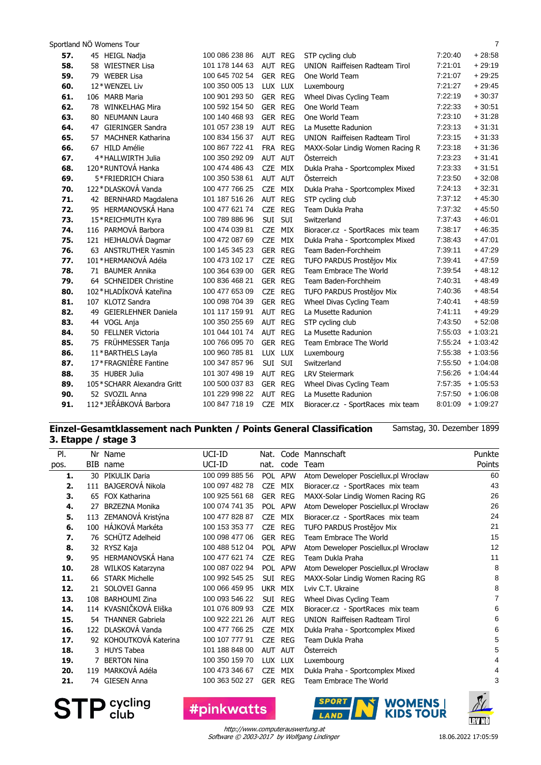| Pl. | BIB | Name | UCI-ID | Nat. | Code | Mannschaft | Zeit | Rückstand |
|---|---|---|---|---|---|---|---|---|
| 57. | 45 | HEIGL Nadja | 100 086 238 86 | AUT | REG | STP cycling club | 7:20:40 | + 28:58 |
| 58. | 58 | WIESTNER Lisa | 101 178 144 63 | AUT | REG | UNION Raiffeisen Radteam Tirol | 7:21:01 | + 29:19 |
| 59. | 79 | WEBER Lisa | 100 645 702 54 | GER | REG | One World Team | 7:21:07 | + 29:25 |
| 60. | 12* | WENZEL Liv | 100 350 005 13 | LUX | LUX | Luxembourg | 7:21:27 | + 29:45 |
| 61. | 106 | MARB Maria | 100 901 293 50 | GER | REG | Wheel Divas Cycling Team | 7:22:19 | + 30:37 |
| 62. | 78 | WINKELHAG Mira | 100 592 154 50 | GER | REG | One World Team | 7:22:33 | + 30:51 |
| 63. | 80 | NEUMANN Laura | 100 140 468 93 | GER | REG | One World Team | 7:23:10 | + 31:28 |
| 64. | 47 | GIERINGER Sandra | 101 057 238 19 | AUT | REG | La Musette Radunion | 7:23:13 | + 31:31 |
| 65. | 57 | MACHNER Katharina | 100 834 156 37 | AUT | REG | UNION Raiffeisen Radteam Tirol | 7:23:15 | + 31:33 |
| 66. | 67 | HILD Amélie | 100 667 722 41 | FRA | REG | MAXX-Solar Lindig Women Racing R | 7:23:18 | + 31:36 |
| 67. | 4* | HALLWIRTH Julia | 100 350 292 09 | AUT | AUT | Österreich | 7:23:23 | + 31:41 |
| 68. | 120* | RUNTOVÁ Hanka | 100 474 486 43 | CZE | MIX | Dukla Praha - Sportcomplex Mixed | 7:23:33 | + 31:51 |
| 69. | 5* | FRIEDRICH Chiara | 100 350 538 61 | AUT | AUT | Österreich | 7:23:50 | + 32:08 |
| 70. | 122* | DLASKOVÁ Vanda | 100 477 766 25 | CZE | MIX | Dukla Praha - Sportcomplex Mixed | 7:24:13 | + 32:31 |
| 71. | 42 | BERNHARD Magdalena | 101 187 516 26 | AUT | REG | STP cycling club | 7:37:12 | + 45:30 |
| 72. | 95 | HERMANOVSKÁ Hana | 100 477 621 74 | CZE | REG | Team Dukla Praha | 7:37:32 | + 45:50 |
| 73. | 15* | REICHMUTH Kyra | 100 789 886 96 | SUI | SUI | Switzerland | 7:37:43 | + 46:01 |
| 74. | 116 | PARMOVÁ Barbora | 100 474 039 81 | CZE | MIX | Bioracer.cz - SportRaces mix team | 7:38:17 | + 46:35 |
| 75. | 121 | HEJHALOVÁ Dagmar | 100 472 087 69 | CZE | MIX | Dukla Praha - Sportcomplex Mixed | 7:38:43 | + 47:01 |
| 76. | 63 | ANSTRUTHER Yasmin | 100 145 345 23 | GER | REG | Team Baden-Forchheim | 7:39:11 | + 47:29 |
| 77. | 101* | HERMANOVÁ Adéla | 100 473 102 17 | CZE | REG | TUFO PARDUS Prostějov Mix | 7:39:41 | + 47:59 |
| 78. | 71 | BAUMER Annika | 100 364 639 00 | GER | REG | Team Embrace The World | 7:39:54 | + 48:12 |
| 79. | 64 | SCHNEIDER Christine | 100 836 468 21 | GER | REG | Team Baden-Forchheim | 7:40:31 | + 48:49 |
| 80. | 102* | HLADÍKOVÁ Kateřina | 100 477 653 09 | CZE | REG | TUFO PARDUS Prostějov Mix | 7:40:36 | + 48:54 |
| 81. | 107 | KLOTZ Sandra | 100 098 704 39 | GER | REG | Wheel Divas Cycling Team | 7:40:41 | + 48:59 |
| 82. | 49 | GEIERLEHNER Daniela | 101 117 159 91 | AUT | REG | La Musette Radunion | 7:41:11 | + 49:29 |
| 83. | 44 | VOGL Anja | 100 350 255 69 | AUT | REG | STP cycling club | 7:43:50 | + 52:08 |
| 84. | 50 | FELLNER Victoria | 101 044 101 74 | AUT | REG | La Musette Radunion | 7:55:03 | + 1:03:21 |
| 85. | 75 | FRÜHMESSER Tanja | 100 766 095 70 | GER | REG | Team Embrace The World | 7:55:24 | + 1:03:42 |
| 86. | 11* | BARTHELS Layla | 100 960 785 81 | LUX | LUX | Luxembourg | 7:55:38 | + 1:03:56 |
| 87. | 17* | FRAGNIÈRE Fantine | 100 347 857 96 | SUI | SUI | Switzerland | 7:55:50 | + 1:04:08 |
| 88. | 35 | HUBER Julia | 101 307 498 19 | AUT | REG | LRV Steiermark | 7:56:26 | + 1:04:44 |
| 89. | 105* | SCHARR Alexandra Gritt | 100 500 037 83 | GER | REG | Wheel Divas Cycling Team | 7:57:35 | + 1:05:53 |
| 90. | 52 | SVOZIL Anna | 101 229 998 22 | AUT | REG | La Musette Radunion | 7:57:50 | + 1:06:08 |
| 91. | 112* | JEŘÁBKOVÁ Barbora | 100 847 718 19 | CZE | MIX | Bioracer.cz - SportRaces mix team | 8:01:09 | + 1:09:27 |

## Einzel-Gesamtklassement nach Punkten / Points General Classification

Samstag, 30. Dezember 1899

### 3. Etappe / stage 3

| Pl. pos. | Nr BIB | Name name | UCI-ID UCI-ID | Nat. nat. | Code code | Mannschaft Team | Punkte Points |
|---|---|---|---|---|---|---|---|
| 1. | 30 | PIKULIK Daria | 100 099 885 56 | POL | APW | Atom Deweloper Posciellux.pl Wrocław | 60 |
| 2. | 111 | BAJGEROVÁ Nikola | 100 097 482 78 | CZE | MIX | Bioracer.cz - SportRaces mix team | 43 |
| 3. | 65 | FOX Katharina | 100 925 561 68 | GER | REG | MAXX-Solar Lindig Women Racing RG | 26 |
| 4. | 27 | BRZEZNA Monika | 100 074 741 35 | POL | APW | Atom Deweloper Posciellux.pl Wrocław | 26 |
| 5. | 113 | ZEMANOVÁ Kristýna | 100 477 828 87 | CZE | MIX | Bioracer.cz - SportRaces mix team | 24 |
| 6. | 100 | HÁJKOVÁ Markéta | 100 153 353 77 | CZE | REG | TUFO PARDUS Prostějov Mix | 21 |
| 7. | 76 | SCHÜTZ Adelheid | 100 098 477 06 | GER | REG | Team Embrace The World | 15 |
| 8. | 32 | RYSZ Kaja | 100 488 512 04 | POL | APW | Atom Deweloper Posciellux.pl Wrocław | 12 |
| 9. | 95 | HERMANOVSKÁ Hana | 100 477 621 74 | CZE | REG | Team Dukla Praha | 11 |
| 10. | 28 | WILKOS Katarzyna | 100 087 022 94 | POL | APW | Atom Deweloper Posciellux.pl Wrocław | 8 |
| 11. | 66 | STARK Michelle | 100 992 545 25 | SUI | REG | MAXX-Solar Lindig Women Racing RG | 8 |
| 12. | 21 | SOLOVEI Ganna | 100 066 459 95 | UKR | MIX | Lviv C.T. Ukraine | 8 |
| 13. | 108 | BARHOUMI Zina | 100 093 546 22 | SUI | REG | Wheel Divas Cycling Team | 7 |
| 14. | 114 | KVASNIČKOVÁ Eliška | 101 076 809 93 | CZE | MIX | Bioracer.cz - SportRaces mix team | 6 |
| 15. | 54 | THANNER Gabriela | 100 922 221 26 | AUT | REG | UNION Raiffeisen Radteam Tirol | 6 |
| 16. | 122 | DLASKOVÁ Vanda | 100 477 766 25 | CZE | MIX | Dukla Praha - Sportcomplex Mixed | 6 |
| 17. | 92 | KOHOUTKOVÁ Katerina | 100 107 777 91 | CZE | REG | Team Dukla Praha | 5 |
| 18. | 3 | HUYS Tabea | 101 188 848 00 | AUT | AUT | Österreich | 5 |
| 19. | 7 | BERTON Nina | 100 350 159 70 | LUX | LUX | Luxembourg | 4 |
| 20. | 119 | MARKOVÁ Adéla | 100 473 346 67 | CZE | MIX | Dukla Praha - Sportcomplex Mixed | 4 |
| 21. | 74 | GIESEN Anna | 100 363 502 27 | GER | REG | Team Embrace The World | 3 |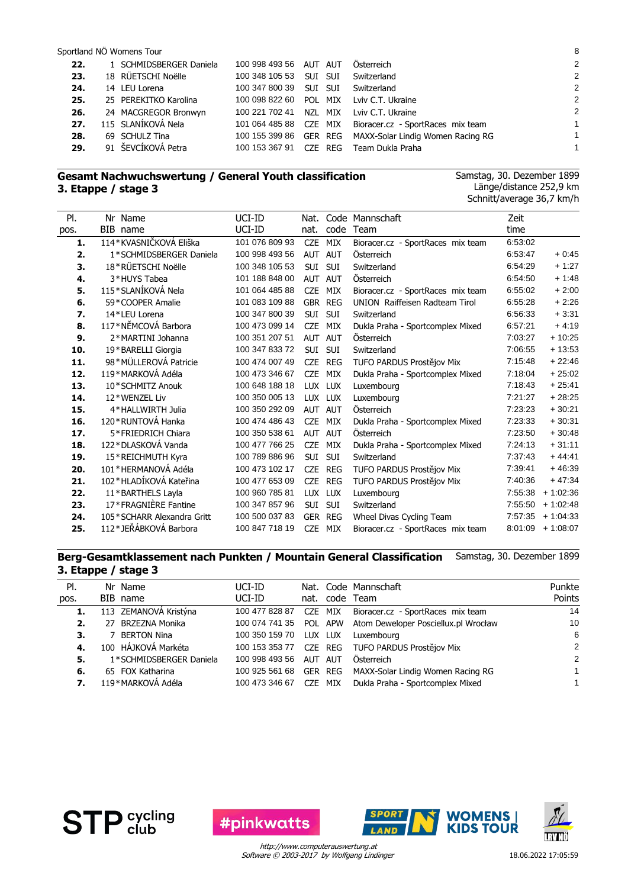Sportland NÖ Womens Tour

| | | | | | | | |
|---|---|---|---|---|---|---|---|
| **22.** | 1 | SCHMIDSBERGER Daniela | 100 998 493 56 | AUT | AUT | Österreich | 2 |
| **23.** | 18 | RÜETSCHI Noëlle | 100 348 105 53 | SUI | SUI | Switzerland | 2 |
| **24.** | 14 | LEU Lorena | 100 347 800 39 | SUI | SUI | Switzerland | 2 |
| **25.** | 25 | PEREKITKO Karolina | 100 098 822 60 | POL | MIX | Lviv C.T. Ukraine | 2 |
| **26.** | 24 | MACGREGOR Bronwyn | 100 221 702 41 | NZL | MIX | Lviv C.T. Ukraine | 2 |
| **27.** | 115 | SLANÍKOVÁ Nela | 101 064 485 88 | CZE | MIX | Bioracer.cz - SportRaces mix team | 1 |
| **28.** | 69 | SCHULZ Tina | 100 155 399 86 | GER | REG | MAXX-Solar Lindig Women Racing RG | 1 |
| **29.** | 91 | ŠEVCÍKOVÁ Petra | 100 153 367 91 | CZE | REG | Team Dukla Praha | 1 |

## Gesamt Nachwuchswertung / General Youth classification
## 3. Etappe / stage 3

Samstag, 30. Dezember 1899
Länge/distance 252,9 km
Schnitt/average 36,7 km/h

| Pl. pos. | Nr BIB | Name name | UCI-ID UCI-ID | Nat. nat. | Code code | Mannschaft Team | Zeit time | |
|---|---|---|---|---|---|---|---|---|
| **1.** | 114* | KVASNIČKOVÁ Eliška | 101 076 809 93 | CZE | MIX | Bioracer.cz - SportRaces mix team | 6:53:02 | |
| **2.** | 1* | SCHMIDSBERGER Daniela | 100 998 493 56 | AUT | AUT | Österreich | 6:53:47 | + 0:45 |
| **3.** | 18* | RÜETSCHI Noëlle | 100 348 105 53 | SUI | SUI | Switzerland | 6:54:29 | + 1:27 |
| **4.** | 3* | HUYS Tabea | 101 188 848 00 | AUT | AUT | Österreich | 6:54:50 | + 1:48 |
| **5.** | 115* | SLANÍKOVÁ Nela | 101 064 485 88 | CZE | MIX | Bioracer.cz - SportRaces mix team | 6:55:02 | + 2:00 |
| **6.** | 59* | COOPER Amalie | 101 083 109 88 | GBR | REG | UNION Raiffeisen Radteam Tirol | 6:55:28 | + 2:26 |
| **7.** | 14* | LEU Lorena | 100 347 800 39 | SUI | SUI | Switzerland | 6:56:33 | + 3:31 |
| **8.** | 117* | NĚMCOVÁ Barbora | 100 473 099 14 | CZE | MIX | Dukla Praha - Sportcomplex Mixed | 6:57:21 | + 4:19 |
| **9.** | 2* | MARTINI Johanna | 100 351 207 51 | AUT | AUT | Österreich | 7:03:27 | + 10:25 |
| **10.** | 19* | BARELLI Giorgia | 100 347 833 72 | SUI | SUI | Switzerland | 7:06:55 | + 13:53 |
| **11.** | 98* | MÜLLEROVÁ Patricie | 100 474 007 49 | CZE | REG | TUFO PARDUS Prostějov Mix | 7:15:48 | + 22:46 |
| **12.** | 119* | MARKOVÁ Adéla | 100 473 346 67 | CZE | MIX | Dukla Praha - Sportcomplex Mixed | 7:18:04 | + 25:02 |
| **13.** | 10* | SCHMITZ Anouk | 100 648 188 18 | LUX | LUX | Luxembourg | 7:18:43 | + 25:41 |
| **14.** | 12* | WENZEL Liv | 100 350 005 13 | LUX | LUX | Luxembourg | 7:21:27 | + 28:25 |
| **15.** | 4* | HALLWIRTH Julia | 100 350 292 09 | AUT | AUT | Österreich | 7:23:23 | + 30:21 |
| **16.** | 120* | RUNTOVÁ Hanka | 100 474 486 43 | CZE | MIX | Dukla Praha - Sportcomplex Mixed | 7:23:33 | + 30:31 |
| **17.** | 5* | FRIEDRICH Chiara | 100 350 538 61 | AUT | AUT | Österreich | 7:23:50 | + 30:48 |
| **18.** | 122* | DLASKOVÁ Vanda | 100 477 766 25 | CZE | MIX | Dukla Praha - Sportcomplex Mixed | 7:24:13 | + 31:11 |
| **19.** | 15* | REICHMUTH Kyra | 100 789 886 96 | SUI | SUI | Switzerland | 7:37:43 | + 44:41 |
| **20.** | 101* | HERMANOVÁ Adéla | 100 473 102 17 | CZE | REG | TUFO PARDUS Prostějov Mix | 7:39:41 | + 46:39 |
| **21.** | 102* | HLADÍKOVÁ Kateřina | 100 477 653 09 | CZE | REG | TUFO PARDUS Prostějov Mix | 7:40:36 | + 47:34 |
| **22.** | 11* | BARTHELS Layla | 100 960 785 81 | LUX | LUX | Luxembourg | 7:55:38 | + 1:02:36 |
| **23.** | 17* | FRAGNIÈRE Fantine | 100 347 857 96 | SUI | SUI | Switzerland | 7:55:50 | + 1:02:48 |
| **24.** | 105* | SCHARR Alexandra Gritt | 100 500 037 83 | GER | REG | Wheel Divas Cycling Team | 7:57:35 | + 1:04:33 |
| **25.** | 112* | JEŘÁBKOVÁ Barbora | 100 847 718 19 | CZE | MIX | Bioracer.cz - SportRaces mix team | 8:01:09 | + 1:08:07 |

## Berg-Gesamtklassement nach Punkten / Mountain General Classification
## 3. Etappe / stage 3

Samstag, 30. Dezember 1899

| Pl. pos. | Nr BIB | Name name | UCI-ID UCI-ID | Nat. nat. | Code code | Mannschaft Team | Punkte Points |
|---|---|---|---|---|---|---|---|
| **1.** | 113 | ZEMANOVÁ Kristýna | 100 477 828 87 | CZE | MIX | Bioracer.cz - SportRaces mix team | 14 |
| **2.** | 27 | BRZEZNA Monika | 100 074 741 35 | POL | APW | Atom Deweloper Posciellux.pl Wrocław | 10 |
| **3.** | 7 | BERTON Nina | 100 350 159 70 | LUX | LUX | Luxembourg | 6 |
| **4.** | 100 | HÁJKOVÁ Markéta | 100 153 353 77 | CZE | REG | TUFO PARDUS Prostějov Mix | 2 |
| **5.** | 1* | SCHMIDSBERGER Daniela | 100 998 493 56 | AUT | AUT | Österreich | 2 |
| **6.** | 65 | FOX Katharina | 100 925 561 68 | GER | REG | MAXX-Solar Lindig Women Racing RG | 1 |
| **7.** | 119* | MARKOVÁ Adéla | 100 473 346 67 | CZE | MIX | Dukla Praha - Sportcomplex Mixed | 1 |

STP cycling club #pinkwatts SPORT LAND N WOMENS | KIDS TOUR

*http://www.computerauswertung.at*
*Software © 2003-2017 by Wolfgang Lindinger*

18.06.2022 17:05:59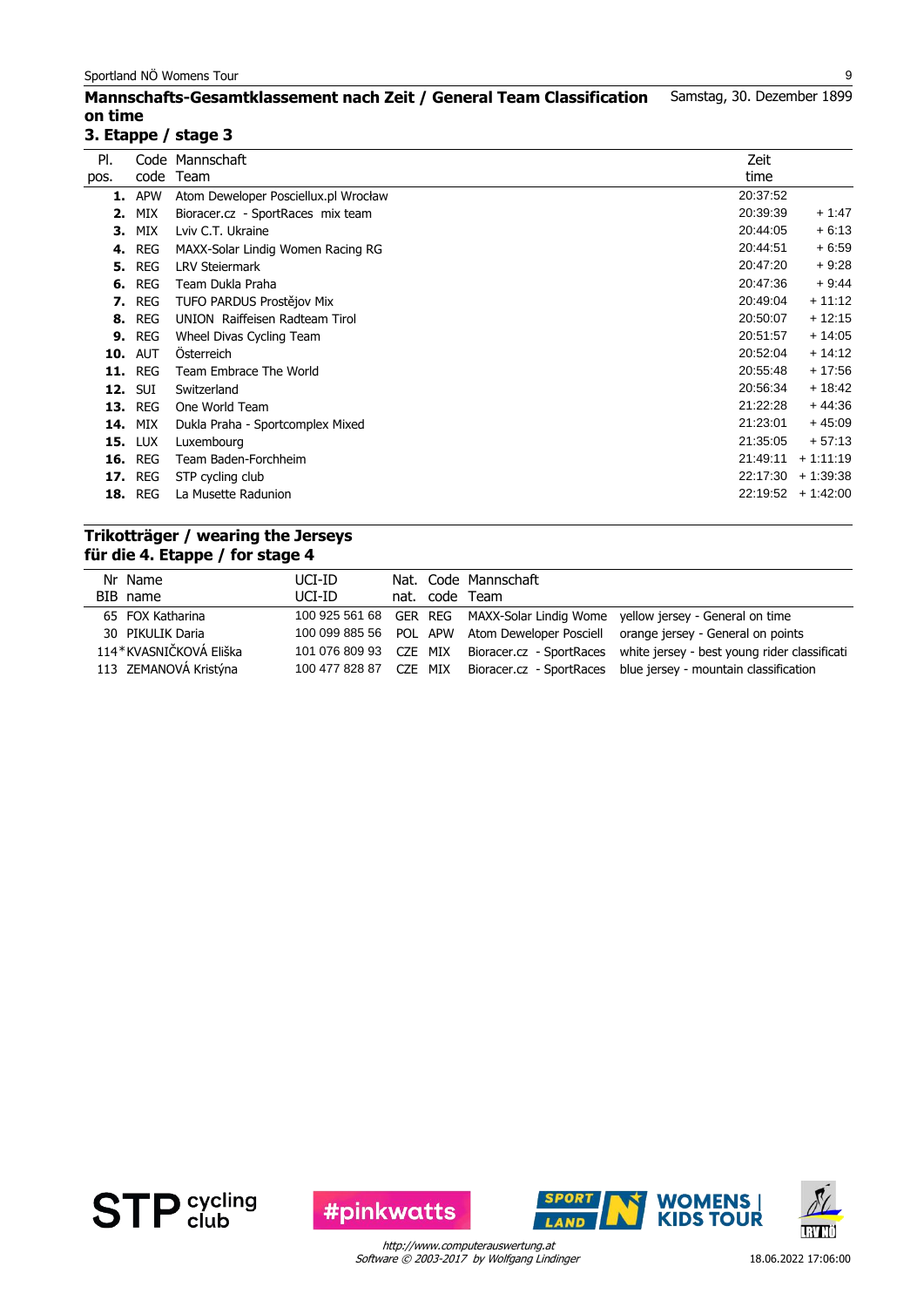## Mannschafts-Gesamtklassement nach Zeit / General Team Classification on time

Samstag, 30. Dezember 1899

### 3. Etappe / stage 3

| Pl. pos. | Code code | Mannschaft Team | Zeit time | |
|---|---|---|---|---|
| **1.** | APW | Atom Deweloper Posciellux.pl Wrocław | 20:37:52 | |
| **2.** | MIX | Bioracer.cz - SportRaces mix team | 20:39:39 | + 1:47 |
| **3.** | MIX | Lviv C.T. Ukraine | 20:44:05 | + 6:13 |
| **4.** | REG | MAXX-Solar Lindig Women Racing RG | 20:44:51 | + 6:59 |
| **5.** | REG | LRV Steiermark | 20:47:20 | + 9:28 |
| **6.** | REG | Team Dukla Praha | 20:47:36 | + 9:44 |
| **7.** | REG | TUFO PARDUS Prostějov Mix | 20:49:04 | + 11:12 |
| **8.** | REG | UNION Raiffeisen Radteam Tirol | 20:50:07 | + 12:15 |
| **9.** | REG | Wheel Divas Cycling Team | 20:51:57 | + 14:05 |
| **10.** | AUT | Österreich | 20:52:04 | + 14:12 |
| **11.** | REG | Team Embrace The World | 20:55:48 | + 17:56 |
| **12.** | SUI | Switzerland | 20:56:34 | + 18:42 |
| **13.** | REG | One World Team | 21:22:28 | + 44:36 |
| **14.** | MIX | Dukla Praha - Sportcomplex Mixed | 21:23:01 | + 45:09 |
| **15.** | LUX | Luxembourg | 21:35:05 | + 57:13 |
| **16.** | REG | Team Baden-Forchheim | 21:49:11 | + 1:11:19 |
| **17.** | REG | STP cycling club | 22:17:30 | + 1:39:38 |
| **18.** | REG | La Musette Radunion | 22:19:52 | + 1:42:00 |

## Trikotträger / wearing the Jerseys für die 4. Etappe / for stage 4

| Nr BIB | Name name | UCI-ID UCI-ID | Nat. nat. | Code code | Mannschaft Team | |
|---|---|---|---|---|---|---|
| 65 | FOX Katharina | 100 925 561 68 | GER | REG | MAXX-Solar Lindig Wome | yellow jersey - General on time |
| 30 | PIKULIK Daria | 100 099 885 56 | POL | APW | Atom Deweloper Posciell | orange jersey - General on points |
| 114* | KVASNIČKOVÁ Eliška | 101 076 809 93 | CZE | MIX | Bioracer.cz - SportRaces | white jersey - best young rider classificati |
| 113 | ZEMANOVÁ Kristýna | 100 477 828 87 | CZE | MIX | Bioracer.cz - SportRaces | blue jersey - mountain classification |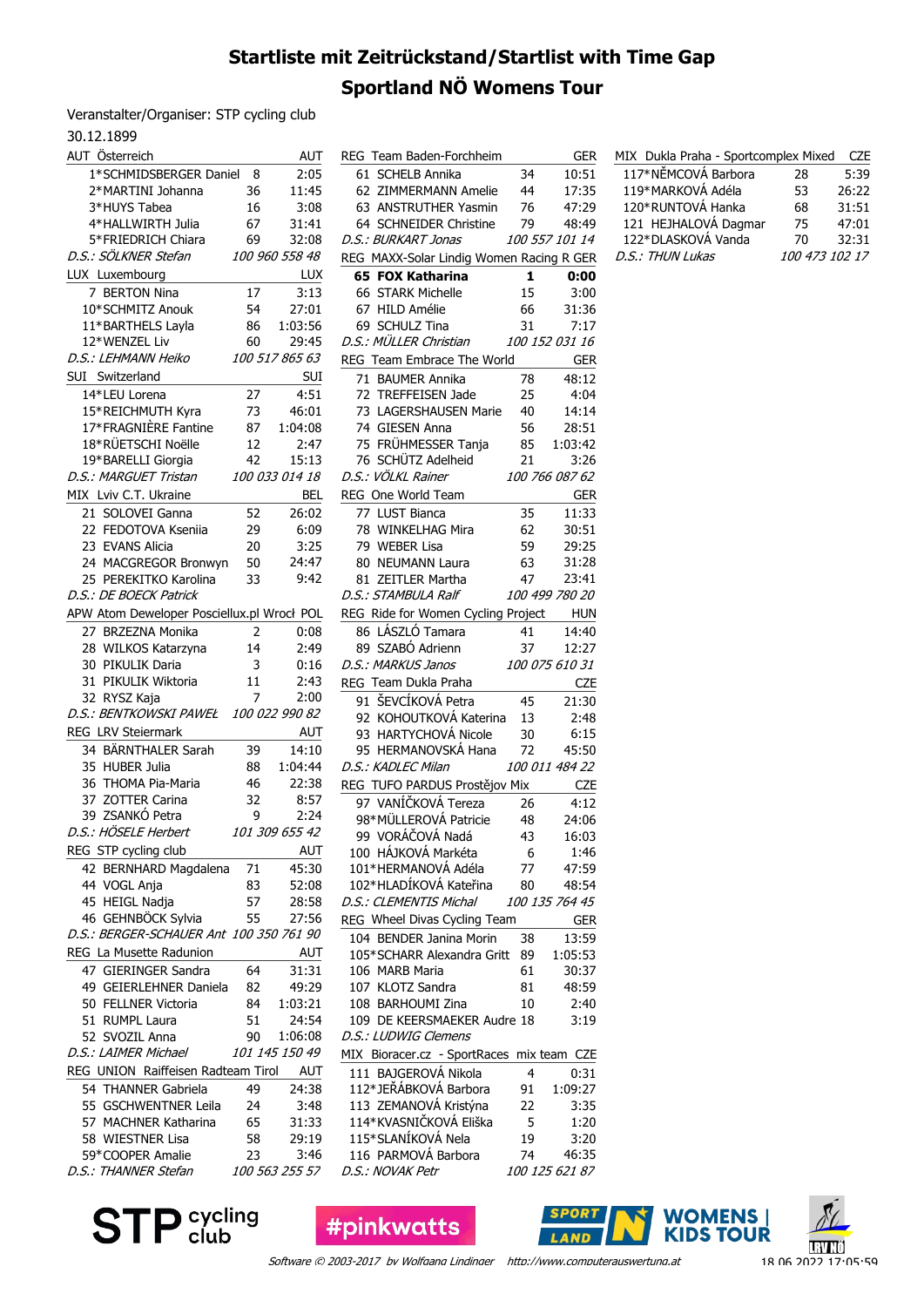# Startliste mit Zeitrückstand/Startlist with Time Gap

## Sportland NÖ Womens Tour

Veranstalter/Organiser: STP cycling club

30.12.1899

| | | |
|---|---|---|
| **AUT Österreich** | | **AUT** |
| 1*SCHMIDSBERGER Daniel | 8 | 2:05 |
| 2*MARTINI Johanna | 36 | 11:45 |
| 3*HUYS Tabea | 16 | 3:08 |
| 4*HALLWIRTH Julia | 67 | 31:41 |
| 5*FRIEDRICH Chiara | 69 | 32:08 |
| *D.S.: SÖLKNER Stefan* | *100 960 558 48* | |
| **LUX Luxembourg** | | **LUX** |
| 7 BERTON Nina | 17 | 3:13 |
| 10*SCHMITZ Anouk | 54 | 27:01 |
| 11*BARTHELS Layla | 86 | 1:03:56 |
| 12*WENZEL Liv | 60 | 29:45 |
| *D.S.: LEHMANN Heiko* | *100 517 865 63* | |
| **SUI Switzerland** | | **SUI** |
| 14*LEU Lorena | 27 | 4:51 |
| 15*REICHMUTH Kyra | 73 | 46:01 |
| 17*FRAGNIÈRE Fantine | 87 | 1:04:08 |
| 18*RÜETSCHI Noëlle | 12 | 2:47 |
| 19*BARELLI Giorgia | 42 | 15:13 |
| *D.S.: MARGUET Tristan* | *100 033 014 18* | |
| **MIX Lviv C.T. Ukraine** | | **BEL** |
| 21 SOLOVEI Ganna | 52 | 26:02 |
| 22 FEDOTOVA Kseniia | 29 | 6:09 |
| 23 EVANS Alicia | 20 | 3:25 |
| 24 MACGREGOR Bronwyn | 50 | 24:47 |
| 25 PEREKITKO Karolina | 33 | 9:42 |
| *D.S.: DE BOECK Patrick* | | |
| **APW Atom Deweloper Posciellux.pl Wrocł** | | **POL** |
| 27 BRZEZNA Monika | 2 | 0:08 |
| 28 WILKOS Katarzyna | 14 | 2:49 |
| 30 PIKULIK Daria | 3 | 0:16 |
| 31 PIKULIK Wiktoria | 11 | 2:43 |
| 32 RYSZ Kaja | 7 | 2:00 |
| *D.S.: BENTKOWSKI PAWEŁ* | *100 022 990 82* | |
| **REG LRV Steiermark** | | **AUT** |
| 34 BÄRNTHALER Sarah | 39 | 14:10 |
| 35 HUBER Julia | 88 | 1:04:44 |
| 36 THOMA Pia-Maria | 46 | 22:38 |
| 37 ZOTTER Carina | 32 | 8:57 |
| 39 ZSANKÓ Petra | 9 | 2:24 |
| *D.S.: HÖSELE Herbert* | *101 309 655 42* | |
| **REG STP cycling club** | | **AUT** |
| 42 BERNHARD Magdalena | 71 | 45:30 |
| 44 VOGL Anja | 83 | 52:08 |
| 45 HEIGL Nadja | 57 | 28:58 |
| 46 GEHNBÖCK Sylvia | 55 | 27:56 |
| *D.S.: BERGER-SCHAUER Ant* | *100 350 761 90* | |
| **REG La Musette Radunion** | | **AUT** |
| 47 GIERINGER Sandra | 64 | 31:31 |
| 49 GEIERLEHNER Daniela | 82 | 49:29 |
| 50 FELLNER Victoria | 84 | 1:03:21 |
| 51 RUMPL Laura | 51 | 24:54 |
| 52 SVOZIL Anna | 90 | 1:06:08 |
| *D.S.: LAIMER Michael* | *101 145 150 49* | |
| **REG UNION Raiffeisen Radteam Tirol** | | **AUT** |
| 54 THANNER Gabriela | 49 | 24:38 |
| 55 GSCHWENTNER Leila | 24 | 3:48 |
| 57 MACHNER Katharina | 65 | 31:33 |
| 58 WIESTNER Lisa | 58 | 29:19 |
| 59*COOPER Amalie | 23 | 3:46 |
| *D.S.: THANNER Stefan* | *100 563 255 57* | |
| **REG Team Baden-Forchheim** | | **GER** |
| 61 SCHELB Annika | 34 | 10:51 |
| 62 ZIMMERMANN Amelie | 44 | 17:35 |
| 63 ANSTRUTHER Yasmin | 76 | 47:29 |
| 64 SCHNEIDER Christine | 79 | 48:49 |
| *D.S.: BURKART Jonas* | *100 557 101 14* | |
| **REG MAXX-Solar Lindig Women Racing R** | | **GER** |
| **65 FOX Katharina** | **1** | **0:00** |
| 66 STARK Michelle | 15 | 3:00 |
| 67 HILD Amélie | 66 | 31:36 |
| 69 SCHULZ Tina | 31 | 7:17 |
| *D.S.: MÜLLER Christian* | *100 152 031 16* | |
| **REG Team Embrace The World** | | **GER** |
| 71 BAUMER Annika | 78 | 48:12 |
| 72 TREFFEISEN Jade | 25 | 4:04 |
| 73 LAGERSHAUSEN Marie | 40 | 14:14 |
| 74 GIESEN Anna | 56 | 28:51 |
| 75 FRÜHMESSER Tanja | 85 | 1:03:42 |
| 76 SCHÜTZ Adelheid | 21 | 3:26 |
| *D.S.: VÖLKL Rainer* | *100 766 087 62* | |
| **REG One World Team** | | **GER** |
| 77 LUST Bianca | 35 | 11:33 |
| 78 WINKELHAG Mira | 62 | 30:51 |
| 79 WEBER Lisa | 59 | 29:25 |
| 80 NEUMANN Laura | 63 | 31:28 |
| 81 ZEITLER Martha | 47 | 23:41 |
| *D.S.: STAMBULA Ralf* | *100 499 780 20* | |
| **REG Ride for Women Cycling Project** | | **HUN** |
| 86 LÁSZLÓ Tamara | 41 | 14:40 |
| 89 SZABÓ Adrienn | 37 | 12:27 |
| *D.S.: MARKUS Janos* | *100 075 610 31* | |
| **REG Team Dukla Praha** | | **CZE** |
| 91 ŠEVČÍKOVÁ Petra | 45 | 21:30 |
| 92 KOHOUTKOVÁ Katerina | 13 | 2:48 |
| 93 HARTYCHOVÁ Nicole | 30 | 6:15 |
| 95 HERMANOVSKÁ Hana | 72 | 45:50 |
| *D.S.: KADLEC Milan* | *100 011 484 22* | |
| **REG TUFO PARDUS Prostějov Mix** | | **CZE** |
| 97 VANÍČKOVÁ Tereza | 26 | 4:12 |
| 98*MÜLLEROVÁ Patricie | 48 | 24:06 |
| 99 VORÁČOVÁ Nadá | 43 | 16:03 |
| 100 HÁJKOVÁ Markéta | 6 | 1:46 |
| 101*HERMANOVÁ Adéla | 77 | 47:59 |
| 102*HLADÍKOVÁ Kateřina | 80 | 48:54 |
| *D.S.: CLEMENTIS Michal* | *100 135 764 45* | |
| **REG Wheel Divas Cycling Team** | | **GER** |
| 104 BENDER Janina Morin | 38 | 13:59 |
| 105*SCHARR Alexandra Gritt | 89 | 1:05:53 |
| 106 MARB Maria | 61 | 30:37 |
| 107 KLOTZ Sandra | 81 | 48:59 |
| 108 BARHOUMI Zina | 10 | 2:40 |
| 109 DE KEERSMAEKER Audre | 18 | 3:19 |
| *D.S.: LUDWIG Clemens* | | |
| **MIX Bioracer.cz - SportRaces mix team** | | **CZE** |
| 111 BAJGEROVÁ Nikola | 4 | 0:31 |
| 112*JEŘÁBKOVÁ Barbora | 91 | 1:09:27 |
| 113 ZEMANOVÁ Kristýna | 22 | 3:35 |
| 114*KVASNIČKOVÁ Eliška | 5 | 1:20 |
| 115*SLANÍKOVÁ Nela | 19 | 3:20 |
| 116 PARMOVÁ Barbora | 74 | 46:35 |
| *D.S.: NOVAK Petr* | *100 125 621 87* | |
| **MIX Dukla Praha - Sportcomplex Mixed** | | **CZE** |
| 117*NĚMCOVÁ Barbora | 28 | 5:39 |
| 119*MARKOVÁ Adéla | 53 | 26:22 |
| 120*RUNTOVÁ Hanka | 68 | 31:51 |
| 121 HEJHALOVÁ Dagmar | 75 | 47:01 |
| 122*DLASKOVÁ Vanda | 70 | 32:31 |
| *D.S.: THUN Lukas* | *100 473 102 17* | |

STP cycling club #pinkwatts SPORTLAND N WOMENS | KIDS TOUR LRV NÖ

Software © 2003-2017 by Wolfgang Lindinger http://www.computerauswertung.at 18.06.2022 17:05:59